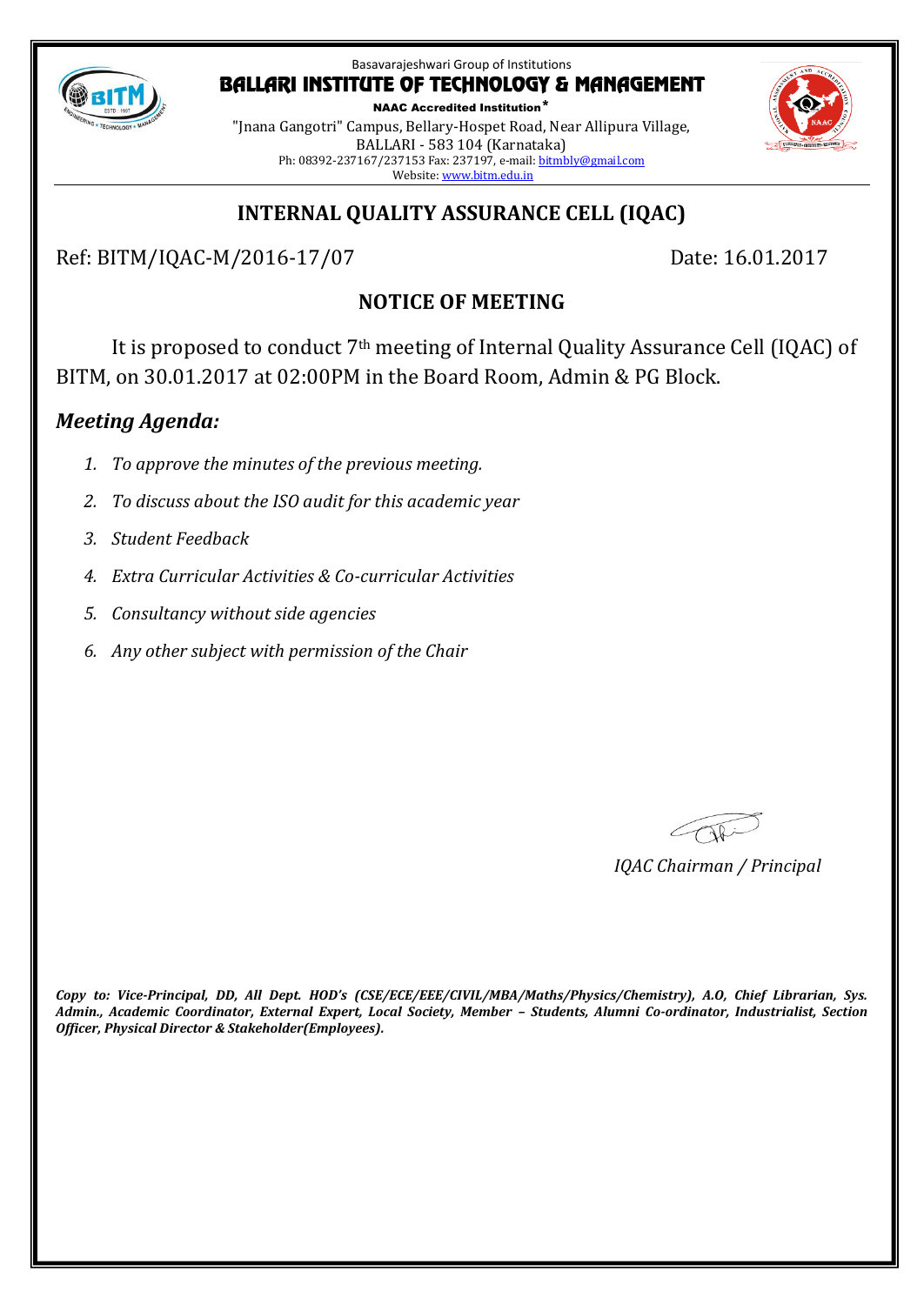Basavarajeshwari Group of Institutions

# BALLARI INSTITUTE OF TECHNOLOGY & MANAGEMENT

**NAAC Accredited Institution***

"Jnana Gangotri" Campus, Bellary-Hospet Road, Near Allipura Village,
BALLARI - 583 104 (Karnataka)
Ph: 08392-237167/237153 Fax: 237197, e-mail: bitmbly@gmail.com
Website: www.bitm.edu.in

## INTERNAL QUALITY ASSURANCE CELL (IQAC)

Ref: BITM/IQAC-M/2016-17/07 Date: 16.01.2017

## NOTICE OF MEETING

It is proposed to conduct 7th meeting of Internal Quality Assurance Cell (IQAC) of BITM, on 30.01.2017 at 02:00PM in the Board Room, Admin & PG Block.

### *Meeting Agenda:*

1. *To approve the minutes of the previous meeting.*
2. *To discuss about the ISO audit for this academic year*
3. *Student Feedback*
4. *Extra Curricular Activities & Co-curricular Activities*
5. *Consultancy without side agencies*
6. *Any other subject with permission of the Chair*

*IQAC Chairman / Principal*

***Copy to: Vice-Principal, DD, All Dept. HOD's (CSE/ECE/EEE/CIVIL/MBA/Maths/Physics/Chemistry), A.O, Chief Librarian, Sys. Admin., Academic Coordinator, External Expert, Local Society, Member – Students, Alumni Co-ordinator, Industrialist, Section Officer, Physical Director & Stakeholder(Employees).***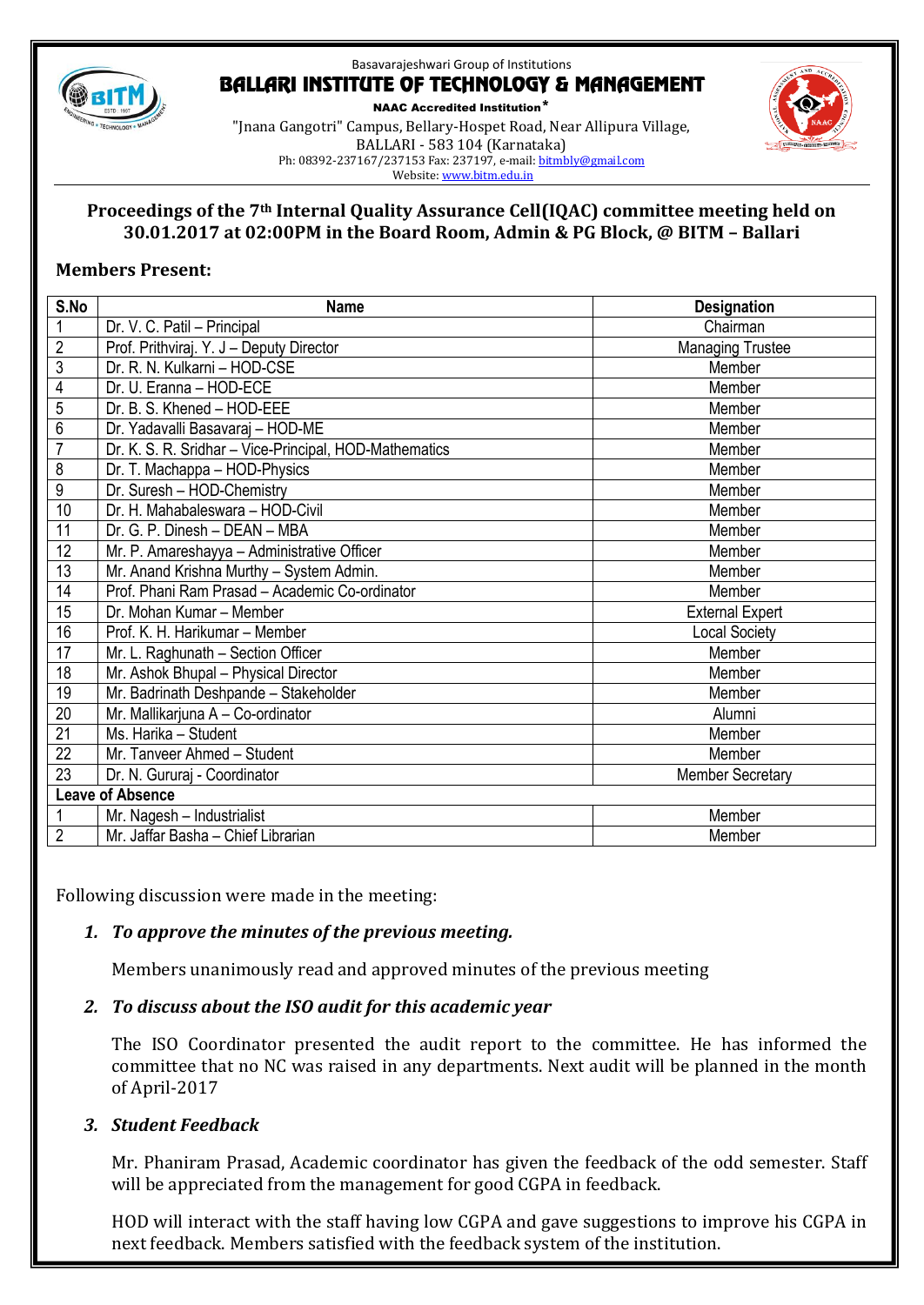Basavarajeshwari Group of Institutions

# BALLARI INSTITUTE OF TECHNOLOGY & MANAGEMENT

**NAAC Accredited Institution***

"Jnana Gangotri" Campus, Bellary-Hospet Road, Near Allipura Village, BALLARI - 583 104 (Karnataka)

Ph: 08392-237167/237153 Fax: 237197, e-mail: bitmbly@gmail.com

Website: www.bitm.edu.in

## Proceedings of the 7th Internal Quality Assurance Cell(IQAC) committee meeting held on 30.01.2017 at 02:00PM in the Board Room, Admin & PG Block, @ BITM – Ballari

**Members Present:**

| S.No | Name | Designation |
|---|---|---|
| 1 | Dr. V. C. Patil – Principal | Chairman |
| 2 | Prof. Prithviraj. Y. J – Deputy Director | Managing Trustee |
| 3 | Dr. R. N. Kulkarni – HOD-CSE | Member |
| 4 | Dr. U. Eranna – HOD-ECE | Member |
| 5 | Dr. B. S. Khened – HOD-EEE | Member |
| 6 | Dr. Yadavalli Basavaraj – HOD-ME | Member |
| 7 | Dr. K. S. R. Sridhar – Vice-Principal, HOD-Mathematics | Member |
| 8 | Dr. T. Machappa – HOD-Physics | Member |
| 9 | Dr. Suresh – HOD-Chemistry | Member |
| 10 | Dr. H. Mahabaleswara – HOD-Civil | Member |
| 11 | Dr. G. P. Dinesh – DEAN – MBA | Member |
| 12 | Mr. P. Amareshayya – Administrative Officer | Member |
| 13 | Mr. Anand Krishna Murthy – System Admin. | Member |
| 14 | Prof. Phani Ram Prasad – Academic Co-ordinator | Member |
| 15 | Dr. Mohan Kumar – Member | External Expert |
| 16 | Prof. K. H. Harikumar – Member | Local Society |
| 17 | Mr. L. Raghunath – Section Officer | Member |
| 18 | Mr. Ashok Bhupal – Physical Director | Member |
| 19 | Mr. Badrinath Deshpande – Stakeholder | Member |
| 20 | Mr. Mallikarjuna A – Co-ordinator | Alumni |
| 21 | Ms. Harika – Student | Member |
| 22 | Mr. Tanveer Ahmed – Student | Member |
| 23 | Dr. N. Gururaj - Coordinator | Member Secretary |
| **Leave of Absence** | | |
| 1 | Mr. Nagesh – Industrialist | Member |
| 2 | Mr. Jaffar Basha – Chief Librarian | Member |

Following discussion were made in the meeting:

1. ***To approve the minutes of the previous meeting.***

   Members unanimously read and approved minutes of the previous meeting

2. ***To discuss about the ISO audit for this academic year***

   The ISO Coordinator presented the audit report to the committee. He has informed the committee that no NC was raised in any departments. Next audit will be planned in the month of April-2017

3. ***Student Feedback***

   Mr. Phaniram Prasad, Academic coordinator has given the feedback of the odd semester. Staff will be appreciated from the management for good CGPA in feedback.

   HOD will interact with the staff having low CGPA and gave suggestions to improve his CGPA in next feedback. Members satisfied with the feedback system of the institution.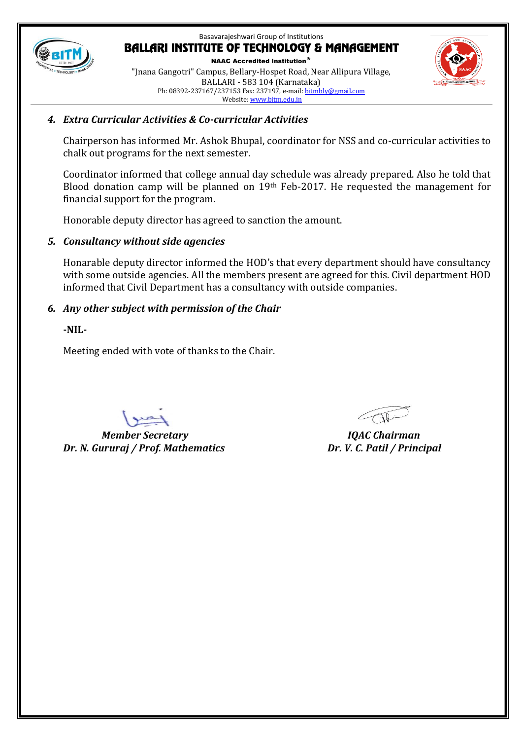### 4. *Extra Curricular Activities & Co-curricular Activities*

Chairperson has informed Mr. Ashok Bhupal, coordinator for NSS and co-curricular activities to chalk out programs for the next semester.

Coordinator informed that college annual day schedule was already prepared. Also he told that Blood donation camp will be planned on 19th Feb-2017. He requested the management for financial support for the program.

Honorable deputy director has agreed to sanction the amount.

### 5. *Consultancy without side agencies*

Honarable deputy director informed the HOD's that every department should have consultancy with some outside agencies. All the members present are agreed for this. Civil department HOD informed that Civil Department has a consultancy with outside companies.

### 6. *Any other subject with permission of the Chair*

**-NIL-**

Meeting ended with vote of thanks to the Chair.

***Member Secretary***
***Dr. N. Gururaj / Prof. Mathematics***

***IQAC Chairman***
***Dr. V. C. Patil / Principal***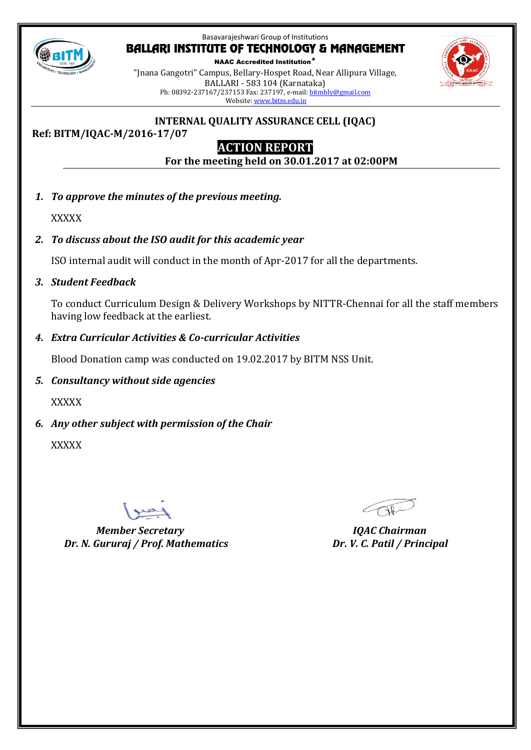Basavarajeshwari Group of Institutions

# BALLARI INSTITUTE OF TECHNOLOGY & MANAGEMENT

**NAAC Accredited Institution***

"Jnana Gangotri" Campus, Bellary-Hospet Road, Near Allipura Village, BALLARI - 583 104 (Karnataka)

Ph: 08392-237167/237153 Fax: 237197, e-mail: bitmbly@gmail.com

Website: www.bitm.edu.in

## INTERNAL QUALITY ASSURANCE CELL (IQAC)

**Ref: BITM/IQAC-M/2016-17/07**

## ACTION REPORT

**For the meeting held on 30.01.2017 at 02:00PM**

1. ***To approve the minutes of the previous meeting.***

   XXXXX

2. ***To discuss about the ISO audit for this academic year***

   ISO internal audit will conduct in the month of Apr-2017 for all the departments.

3. ***Student Feedback***

   To conduct Curriculum Design & Delivery Workshops by NITTR-Chennai for all the staff members having low feedback at the earliest.

4. ***Extra Curricular Activities & Co-curricular Activities***

   Blood Donation camp was conducted on 19.02.2017 by BITM NSS Unit.

5. ***Consultancy without side agencies***

   XXXXX

6. ***Any other subject with permission of the Chair***

   XXXXX

*Member Secretary*
*Dr. N. Gururaj / Prof. Mathematics*

*IQAC Chairman*
*Dr. V. C. Patil / Principal*